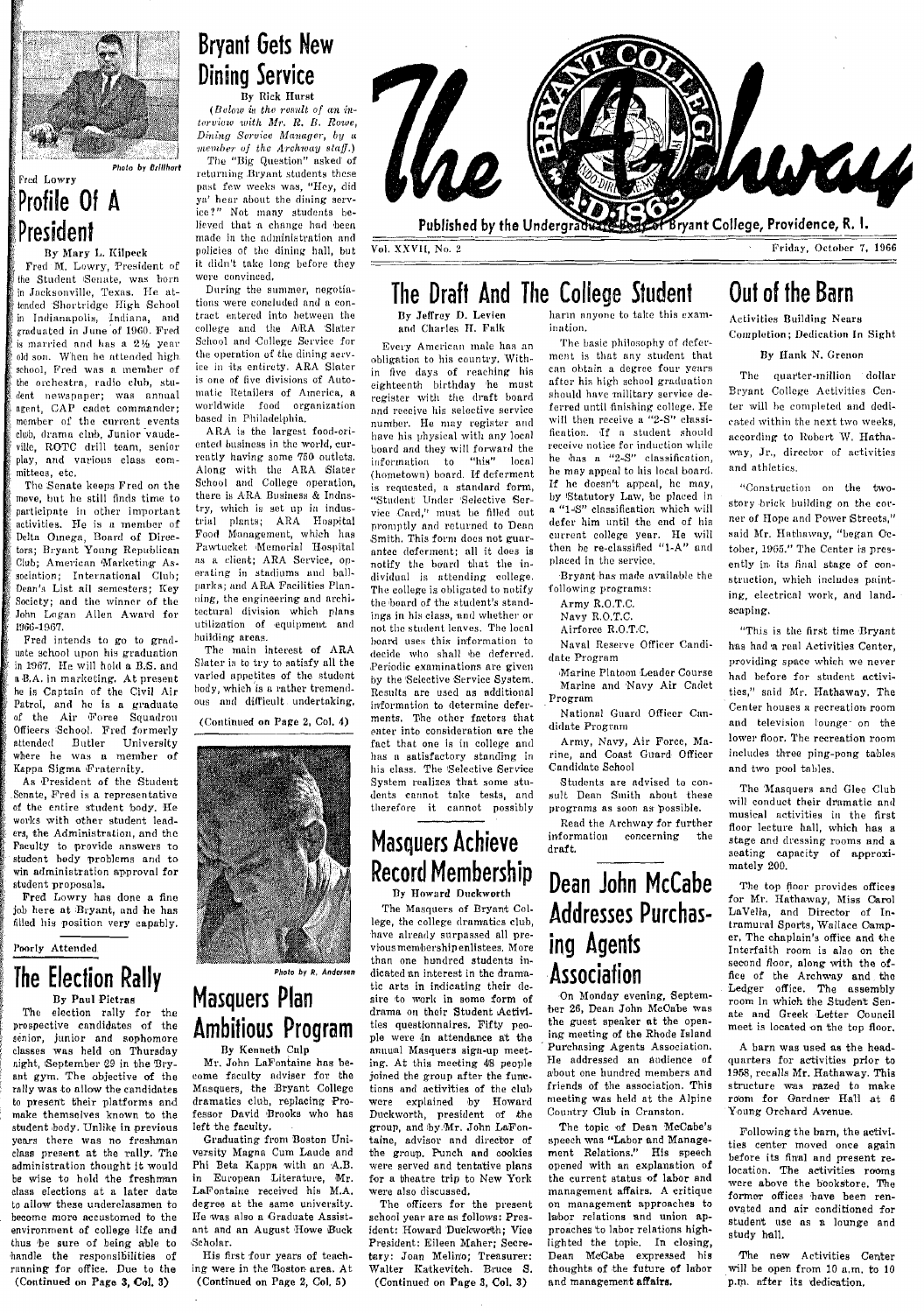# The Archway

Published by the Undergraduate Body of Bryant College, Providence, R. I.

Vol. XXVII, No. 2 — Friday, October 7, 1966

Photo by Brillhart

Fred Lowry

## Profile Of A President

By Mary L. Kilpeck

Fred M. Lowry, President of the Student Senate, was born in Jacksonville, Texas. He attended Shortridge High School in Indianapolis, Indiana, and graduated in June of 1960. Fred is married and has a 2½ year old son. When he attended high school, Fred was a member of the orchestra, radio club, student newspaper; was annual agent, CAP cadet commander; member of the current events club, drama club, Junior vaudeville, ROTC drill team, senior play, and various class committees, etc.

The Senate keeps Fred on the move, but he still finds time to participate in other important activities. He is a member of Delta Omega, Board of Directors; Bryant Young Republican Club; American Marketing Association; International Club; Dean's List all semesters; Key Society; and the winner of the John Logan Allen Award for 1966-1967.

Fred intends to go to graduate school upon his graduation in 1967. He will hold a B.S. and a B.A. in marketing. At present he is Captain of the Civil Air Patrol, and he is a graduate of the Air Force Squadron Officers School. Fred formerly attended Butler University where he was a member of Kappa Sigma Fraternity.

As President of the Student Senate, Fred is a representative of the entire student body. He works with other student leaders, the Administration, and the Faculty to provide answers to student body problems and to win administration approval for student proposals.

Fred Lowry has done a fine job here at Bryant, and he has filled his position very capably.

Poorly Attended

## The Election Rally

By Paul Pietras

The election rally for the prospective candidates of the senior, junior and sophomore classes was held on Thursday night, September 29 in the Bryant gym. The objective of the rally was to allow the candidates to present their platforms and make themselves known to the student body. Unlike in previous years there was no freshman class present at the rally. The administration thought it would be wise to hold the freshman class elections at a later date to allow these underclassmen to become more accustomed to the environment of college life and thus be sure of being able to handle the responsibilities of running for office. Due to the

(Continued on Page 3, Col. 3)

## Bryant Gets New Dining Service

By Rick Hurst

*(Below is the result of an interview with Mr. R. B. Rowe, Dining Service Manager, by a member of the Archway staff.)*

The "Big Question" asked of returning Bryant students these past few weeks was, "Hey, did ya' hear about the dining service?" Not many students believed that a change had been made in the administration and policies of the dining hall, but it didn't take long before they were convinced.

During the summer, negotiations were concluded and a contract entered into between the college and the ARA Slater School and College Service for the operation of the dining service in its entirety. ARA Slater is one of five divisions of Automatic Retailers of America, a worldwide food organization based in Philadelphia.

ARA is the largest food-oriented business in the world, currently having some 750 outlets. Along with the ARA Slater School and College operation, there is ARA Business & Industry, which is set up in industrial plants; ARA Hospital Food Management, which has Pawtucket Memorial Hospital as a client; ARA Service, operating in stadiums and ballparks; and ARA Facilities Planning, the engineering and architectural division which plans utilization of equipment and building areas.

The main interest of ARA Slater is to try to satisfy all the varied appetites of the student body, which is a rather tremendous and difficult undertaking.

(Continued on Page 2, Col. 4)

Photo by R. Andersen

## Masquers Plan Ambitious Program

By Kenneth Culp

Mr. John LaFontaine has become faculty adviser for the Masquers, the Bryant College dramatics club, replacing Professor David Brooks who has left the faculty.

Graduating from Boston University Magna Cum Laude and Phi Beta Kappa with an A.B. in European Literature, Mr. LaFontaine received his M.A. degree at the same university. He was also a Graduate Assistant and an August Howe Buck Scholar.

His first four years of teaching were in the Boston area. At

(Continued on Page 2, Col. 5)

## The Draft And The College Student

By Jeffrey D. Levien and Charles H. Falk

Every American male has an obligation to his country. Within five days of reaching his eighteenth birthday he must register with the draft board and receive his selective service number. He may register and have his physical with any local board and they will forward the information to "his" local (hometown) board. If deferment is requested, a standard form, "Student Under Selective Service Card," must be filled out promptly and returned to Dean Smith. This form does not guarantee deferment; all it does is notify the board that the individual is attending college. The college is obligated to notify the board of the student's standings in his class, and whether or not the student leaves. The local board uses this information to decide who shall be deferred. Periodic examinations are given by the Selective Service System. Results are used as additional information to determine deferments. The other factors that enter into consideration are the fact that one is in college and has a satisfactory standing in his class. The Selective Service System realizes that some students cannot take tests, and therefore it cannot possibly harm anyone to take this examination.

The basic philosophy of deferment is that any student that can obtain a degree four years after his high school graduation should have military service deferred until finishing college. He will then receive a "2-S" classification. If a student should receive notice for induction while he has a "2-S" classification, he may appeal to his local board. If he doesn't appeal, he may, by Statutory Law, be placed in a "1-S" classification which will defer him until the end of his current college year. He will then be re-classified "1-A" and placed in the service.

Bryant has made available the following programs:

- Army R.O.T.C.
- Navy R.O.T.C.
- Airforce R.O.T.C.
- Naval Reserve Officer Candidate Program
- Marine Platoon Leader Course
- Marine and Navy Air Cadet Program
- National Guard Officer Candidate Program
- Army, Navy, Air Force, Marine, and Coast Guard Officer Candidate School

Students are advised to consult Dean Smith about these programs as soon as possible.

Read the Archway for further information concerning the draft.

## Masquers Achieve Record Membership

By Howard Duckworth

The Masquers of Bryant College, the college dramatics club, have already surpassed all previous membership enlistees. More than one hundred students indicated an interest in the dramatic arts in indicating their desire to work in some form of drama on their Student Activities questionnaires. Fifty people were in attendance at the annual Masquers sign-up meeting. At this meeting 48 people joined the group after the functions and activities of the club were explained by Howard Duckworth, president of the group, and by Mr. John LaFontaine, advisor and director of the group. Punch and cookies were served and tentative plans for a theatre trip to New York were also discussed.

The officers for the present school year are as follows: President: Howard Duckworth; Vice President: Eileen Maher; Secretary: Joan Melino; Treasurer: Walter Katkevitch. Bruce S.

(Continued on Page 3, Col. 3)

## Dean John McCabe Addresses Purchasing Agents Association

On Monday evening, September 26, Dean John McCabe was the guest speaker at the opening meeting of the Rhode Island Purchasing Agents Association. He addressed an audience of about one hundred members and friends of the association. This meeting was held at the Alpine Country Club in Cranston.

The topic of Dean McCabe's speech was "Labor and Management Relations." His speech opened with an explanation of the current status of labor and management affairs. A critique on management approaches to labor relations and union approaches to labor relations highlighted the topic. In closing, Dean McCabe expressed his thoughts of the future of labor and management affairs.

## Out of the Barn

Activities Building Nears Completion; Dedication In Sight

By Hank N. Grenon

The quarter-million dollar Bryant College Activities Center will be completed and dedicated within the next two weeks, according to Robert W. Hathaway, Jr., director of activities and athletics.

"Construction on the two-story brick building on the corner of Hope and Power Streets," said Mr. Hathaway, "began October, 1965." The Center is presently in its final stage of construction, which includes painting, electrical work, and landscaping.

"This is the first time Bryant has had a real Activities Center, providing space which we never had before for student activities," said Mr. Hathaway. The Center houses a recreation room and television lounge on the lower floor. The recreation room includes three ping-pong tables and two pool tables.

The Masquers and Glee Club will conduct their dramatic and musical activities in the first floor lecture hall, which has a stage and dressing rooms and a seating capacity of approximately 200.

The top floor provides offices for Mr. Hathaway, Miss Carol LaVella, and Director of Intramural Sports, Wallace Camper. The chaplain's office and the Interfaith room is also on the second floor, along with the office of the Archway and the Ledger office. The assembly room in which the Student Senate and Greek Letter Council meet is located on the top floor.

A barn was used as the headquarters for activities prior to 1958, recalls Mr. Hathaway. This structure was razed to make room for Gardner Hall at 6 Young Orchard Avenue.

Following the barn, the activities center moved once again before its final and present relocation. The activities rooms were above the bookstore. The former offices have been renovated and air conditioned for student use as a lounge and study hall.

The new Activities Center will be open from 10 a.m. to 10 p.m. after its dedication.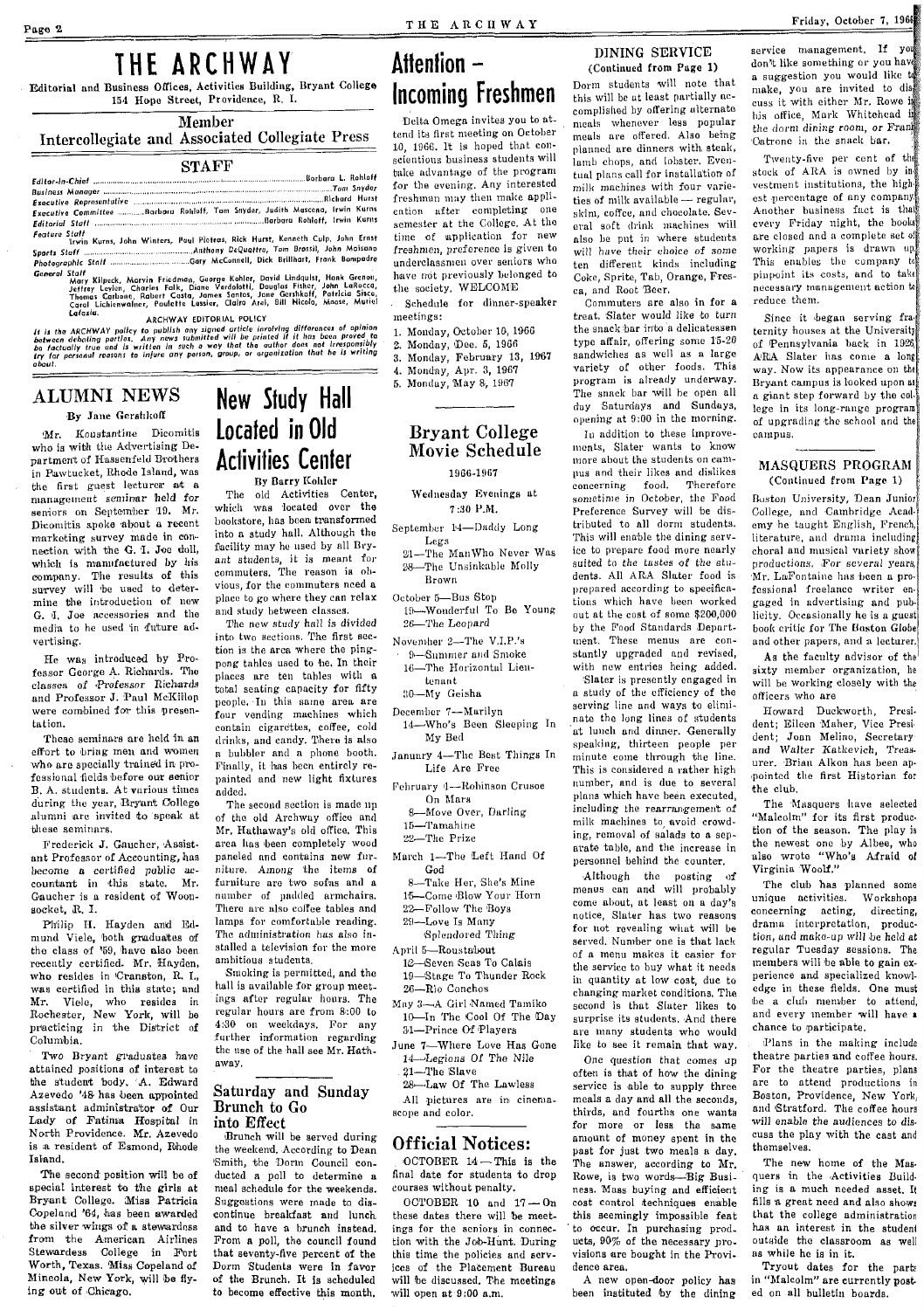# THE ARCHWAY

Editorial and Business Offices, Activities Building, Bryant College
154 Hope Street, Providence, R. I.

**Member**
**Intercollegiate and Associated Collegiate Press**

## STAFF

*Editor-in-Chief* ..... Barbara L. Rohloff
*Business Manager* ..... Tom Snyder
*Executive Representative* ..... Richard Hurst
*Executive Committee* ..... Barbara Rohloff, Tom Snyder, Judith Mascena, Irwin Kurns
*Editorial Staff* ..... Barbara Rohloff, Irwin Kurns
*Feature Staff* ..... Irwin Kurns, John Winters, Paul Pietras, Rick Hurst, Kenneth Culp, John Ernst
*Sports Staff* ..... Anthony DeQuattro, Tom Brossil, John Maisano
*Photographic Staff* ..... Gary McConnell, Dick Brilliant, Frank Bompadre
*General Staff* ..... Mary Klipeck, Marvin Friedman, George Kohler, David Lindquist, Hank Grenon, Jeffrey Levien, Charles Falk, Diane Verdolotti, Douglas Fisher, John LaRocca, Thomas Carbone, Robert Costa, James Santos, Jane Gershkoff, Patricia Sisco, Carol Lichtenwalner, Paulette Lessier, Claire Arel, Bill Nicolo, Moose, Muriel Lafazia.

**ARCHWAY EDITORIAL POLICY**

*It is the ARCHWAY policy to publish any signed article involving differences of opinion between debating parties. Any news submitted will be printed if it has been proved to be factually true and is written in such a way that the author does not irresponsibly try for personal reasons to injure any person, group, or organization that he is writing about.*

## ALUMNI NEWS

By Jane Gershkoff

Mr. Konstantine Dicomitis who is with the Advertising Department of Hassenfeld Brothers in Pawtucket, Rhode Island, was the first guest lecturer at a management seminar held for seniors on September 19. Mr. Dicomitis spoke about a recent marketing survey made in connection with the G. I. Joe doll, which is manufactured by his company. The results of this survey will be used to determine the introduction of new G. I. Joe accessories and the media to be used in future advertising.

He was introduced by Professor George A. Richards. The classes of Professor Richards and Professor J. Paul McKillop were combined for this presentation.

These seminars are held in an effort to bring men and women who are specially trained in professional fields before our senior B. A. students. At various times during the year, Bryant College alumni are invited to speak at these seminars.

Frederick J. Gaucher, Assistant Professor of Accounting, has become a certified public accountant in this state. Mr. Gaucher is a resident of Woonsocket, R. I.

Philip H. Hayden and Edmund Viele, both graduates of the class of '59, have also been recently certified. Mr. Hayden, who resides in Cranston, R. I., was certified in this state; and Mr. Viele, who resides in Rochester, New York, will be practicing in the District of Columbia.

Two Bryant graduates have attained positions of interest to the student body. A. Edward Azevedo '48 has been appointed assistant administrator of Our Lady of Fatima Hospital in North Providence. Mr. Azevedo is a resident of Esmond, Rhode Island.

The second position will be of special interest to the girls at Bryant College. Miss Patricia Copeland '64, has been awarded the silver wings of a stewardess from the American Airlines Stewardess College in Fort Worth, Texas. Miss Copeland of Mineola, New York, will be flying out of Chicago.

## New Study Hall Located in Old Activities Center

By Barry Kohler

The old Activities Center, which was located over the bookstore, has been transformed into a study hall. Although the facility may be used by all Bryant students, it is meant for commuters. The reason is obvious, for the commuters need a place to go where they can relax and study between classes.

The new study hall is divided into two sections. The first section is the area where the ping-pong tables used to be. In their places are ten tables with a total seating capacity for fifty people. In this same area are four vending machines which contain cigarettes, coffee, cold drinks, and candy. There is also a bubbler and a phone booth. Finally, it has been entirely repainted and new light fixtures added.

The second section is made up of the old Archway office and Mr. Hathaway's old office. This area has been completely wood paneled and contains new furniture. Among the items of furniture are two sofas and a number of padded armchairs. There are also coffee tables and lamps for comfortable reading. The administration has also installed a television for the more ambitious students.

Smoking is permitted, and the hall is available for group meetings after regular hours. The regular hours are from 8:00 to 4:30 on weekdays. For any further information regarding the use of the hall see Mr. Hathaway.

## Saturday and Sunday Brunch to Go into Effect

Brunch will be served during the weekend. According to Dean Smith, the Dorm Council conducted a poll to determine a meal schedule for the weekends. Suggestions were made to discontinue breakfast and lunch and to have a brunch instead. From a poll, the council found that seventy-five percent of the Dorm Students were in favor of the Brunch. It is scheduled to become effective this month.

## Attention – Incoming Freshmen

Delta Omega invites you to attend its first meeting on October 10, 1966. It is hoped that conscientious business students will take advantage of the program for the evening. Any interested freshman may then make application after completing one semester at the College. At the time of application for new freshmen, preference is given to underclassmen over seniors who have not previously belonged to the society. WELCOME

Schedule for dinner-speaker meetings:

1. Monday, October 10, 1966
2. Monday, Dec. 5, 1966
3. Monday, February 13, 1967
4. Monday, Apr. 3, 1967
5. Monday, May 8, 1967

## Bryant College Movie Schedule

1966-1967

Wednesday Evenings at 7:30 P.M.

September 14—Daddy Long Legs
21—The Man Who Never Was
28—The Unsinkable Molly Brown

October 5—Bus Stop
19—Wonderful To Be Young
26—The Leopard

November 2—The V.I.P.'s
9—Summer and Smoke
16—The Horizontal Lieutenant
30—My Geisha

December 7—Marilyn
14—Who's Been Sleeping In My Bed

January 4—The Best Things In Life Are Free

February 1—Robinson Crusoe On Mars
8—Move Over, Darling
15—Tamahine
22—The Prize

March 1—The Left Hand Of God
8—Take Her, She's Mine
15—Come Blow Your Horn
22—Follow The Boys
29—Love Is Many Splendored Thing

April 5—Roustabout
12—Seven Seas To Calais
19—Stage To Thunder Rock
26—Rio Conchos

May 3—A Girl Named Tamiko
10—In The Cool Of The Day
31—Prince Of Players

June 7—Where Love Has Gone
14—Legions Of The Nile
21—The Slave
28—Law Of The Lawless

All pictures are in cinemascope and color.

## Official Notices:

OCTOBER 14—This is the final date for students to drop courses without penalty.

OCTOBER 10 and 17—On these dates there will be meetings for the seniors in connection with the Job-Hunt. During this time the policies and services of the Placement Bureau will be discussed. The meetings will open at 9:00 a.m.

## DINING SERVICE

(Continued from Page 1)

Dorm students will note that this will be at least partially accomplished by offering alternate meals whenever less popular meals are offered. Also being planned are dinners with steak, lamb chops, and lobster. Eventual plans call for installation of milk machines with four varieties of milk available — regular, skim, coffee, and chocolate. Several soft drink machines will also be put in where students will have their choice of some ten different kinds including Coke, Sprite, Tab, Orange, Fresca, and Root Beer.

Commuters are also in for a treat. Slater would like to turn the snack bar into a delicatessen type affair, offering some 15-20 sandwiches as well as a large variety of other foods. This program is already underway. The snack bar will be open all day Saturdays and Sundays, opening at 9:00 in the morning.

In addition to these improvements, Slater wants to know more about the students on campus and their likes and dislikes concerning food. Therefore sometime in October, the Food Preference Survey will be distributed to all dorm students. This will enable the dining service to prepare food more nearly suited to the tastes of the students. All ARA Slater food is prepared according to specifications which have been worked out at the cost of some $200,000 by the Food Standards Department. These menus are constantly upgraded and revised, with new entries being added.

Slater is presently engaged in a study of the efficiency of the serving line and ways to eliminate the long lines of students at lunch and dinner. Generally speaking, thirteen people per minute come through the line. This is considered a rather high number, and is due to several plans which have been executed, including the rearrangement of milk machines to avoid crowding, removal of salads to a separate table, and the increase in personnel behind the counter.

Although the posting of menus can and will probably come about, at least on a day's notice, Slater has two reasons for not revealing what will be served. Number one is that lack of a menu makes it easier for the service to buy what it needs in quantity at low cost, due to changing market conditions. The second is that Slater likes to surprise its students. And there are many students who would like to see it remain that way.

One question that comes up often is that of how the dining service is able to supply three meals a day and all the seconds, thirds, and fourths one wants for more or less the same amount of money spent in the past for just two meals a day. The answer, according to Mr. Rowe, is two words—Big Business. Mass buying and efficient cost control techniques enable this seemingly impossible feat to occur. In purchasing products, 90% of the necessary provisions are bought in the Providence area.

A new open-door policy has been instituted by the dining service management. If you don't like something or you have a suggestion you would like to make, you are invited to discuss it with either Mr. Rowe in his office, Mark Whitehead in the dorm dining room, or Frank Catrone in the snack bar.

Twenty-five per cent of the stock of ARA is owned by investment institutions, the highest percentage of any company. Another business fact is that every Friday night, the books are closed and a complete set of working papers is drawn up. This enables the company to pinpoint its costs, and to take necessary management action to reduce them.

Since it began serving fraternity houses at the University of Pennsylvania back in 1926, ARA Slater has come a long way. Now its appearance on the Bryant campus is looked upon as a giant step forward by the college in its long-range program of upgrading the school and the campus.

## MASQUERS PROGRAM

(Continued from Page 1)

Boston University, Dean Junior College, and Cambridge Academy he taught English, French, literature, and drama including choral and musical variety show productions. For several years, Mr. LaFontaine has been a professional freelance writer engaged in advertising and publicity. Occasionally he is a guest book critic for The Boston Globe and other papers, and a lecturer.

As the faculty advisor of the sixty member organization, he will be working closely with the officers who are

Howard Duckworth, President; Eileen Maher, Vice President; Joan Melino, Secretary; and Walter Katkevich, Treasurer. Brian Alkon has been appointed the first Historian for the club.

The Masquers have selected "Malcolm" for its first production of the season. The play is the newest one by Albee, who also wrote "Who's Afraid of Virginia Woolf."

The club has planned some unique activities. Workshops concerning acting, directing, drama interpretation, production, and make-up will be held at regular Tuesday sessions. The members will be able to gain experience and specialized knowledge in these fields. One must be a club member to attend, and every member will have a chance to participate.

Plans in the making include theatre parties and coffee hours. For the theatre parties, plans are to attend productions in Boston, Providence, New York, and Stratford. The coffee hours will enable the audiences to discuss the play with the cast and themselves.

The new home of the Masquers in the Activities Building is a much needed asset. It fills a great need and also shows that the college administration has an interest in the student outside the classroom as well as while he is in it.

Tryout dates for the parts in "Malcolm" are currently posted on all bulletin boards.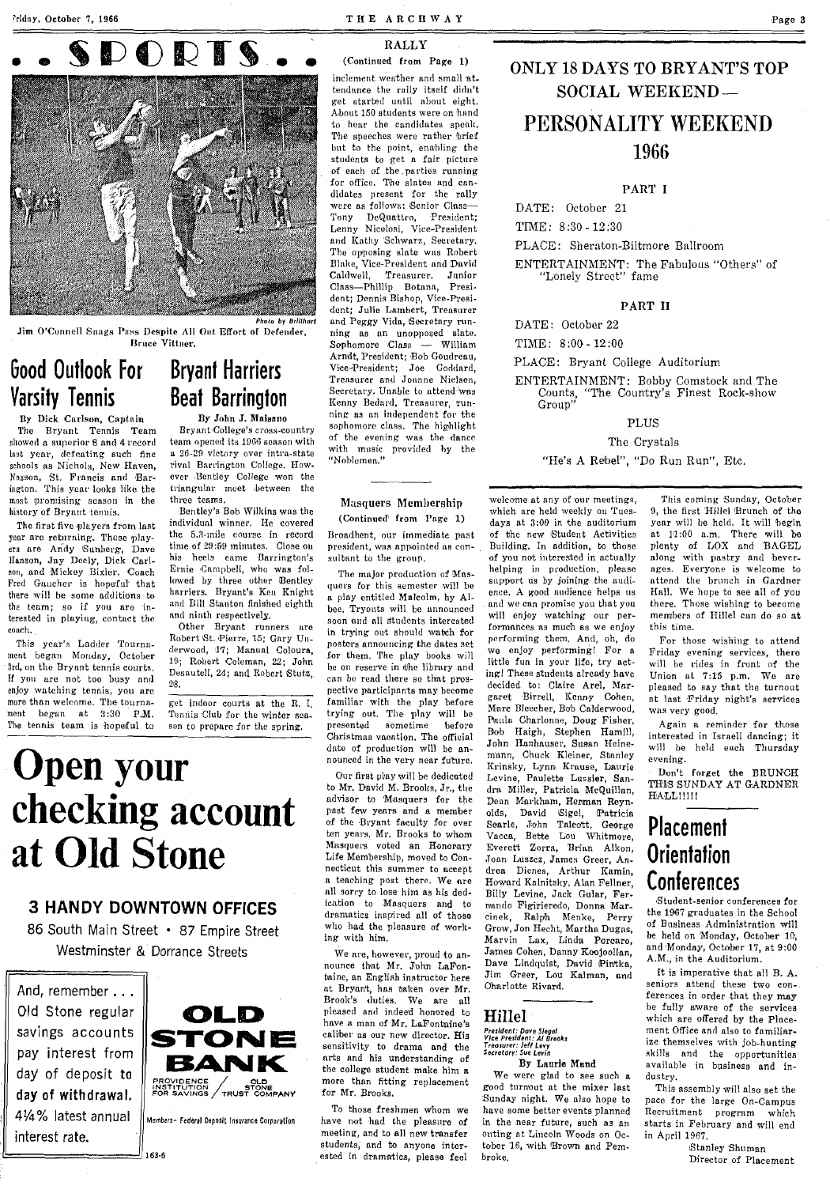# SPORTS

Photo by Brillhart

Jim O'Connell Snags Pass Despite All Out Effort of Defender, Bruce Vittner.

## Good Outlook For Varsity Tennis

By Dick Carlson, Captain

The Bryant Tennis Team showed a superior 8 and 4 record last year, defeating such fine schools as Nichols, New Haven, Nasson, St. Francis and Barrington. This year looks like the most promising season in the history of Bryant tennis.

The first five players from last year are returning. These players are Andy Sunberg, Dave Hanson, Jay Deely, Dick Carlson, and Mickey Bixler. Coach Fred Gaucher is hopeful that there will be some additions to the team; so if you are interested in playing, contact the coach.

This year's Ladder Tournament began Monday, October 3rd, on the Bryant tennis courts. If you are not too busy and enjoy watching tennis, you are more than welcome. The tournament began at 3:30 P.M. The tennis team is hopeful to get indoor courts at the R. I. Tennis Club for the winter season to prepare for the spring.

## Bryant Harriers Beat Barrington

By John J. Maisano

Bryant College's cross-country team opened its 1966 season with a 26-29 victory over intra-state rival Barrington College. However Bentley College won the triangular meet between the three teams.

Bentley's Bob Wilkins was the individual winner. He covered the 5.3-mile course in record time of 29:59 minutes. Close on his heels came Barrington's Ernie Campbell, who was followed by three other Bentley harriers. Bryant's Ken Knight and Bill Stanton finished eighth and ninth respectively.

Other Bryant runners are Robert St. Pierre, 15; Gary Underwood, 17; Manual Coloura, 19; Robert Coleman, 22; John Desautell, 24; and Robert Stutz, 28.

## RALLY

(Continued from Page 1)

inclement weather and small attendance the rally itself didn't get started until about eight. About 150 students were on hand to hear the candidates speak. The speeches were rather brief but to the point, enabling the students to get a fair picture of each of the parties running for office. The slates and candidates present for the rally were as follows: Senior Class—Tony DeQuattro, President; Lenny Nicolosi, Vice-President and Kathy Schwarz, Secretary. The opposing slate was Robert Blake, Vice-President and David Caldwell, Treasurer. Junior Class—Phillip Botana, President; Dennis Bishop, Vice-President; Julie Lambert, Treasurer and Peggy Vida, Secretary running as an unopposed slate. Sophomore Class — William Arndt, President; Bob Goudreau, Vice-President; Joe Goddard, Treasurer and Joanne Nielsen, Secretary. Unable to attend was Kenny Bedard, Treasurer, running as an independent for the sophomore class. The highlight of the evening was the dance with music provided by the "Noblemen."

## Masquers Membership

(Continued from Page 1)

Broadbent, our immediate past president, was appointed as consultant to the group.

The major production of Masquers for this semester will be a play entitled Malcolm, by Albee. Tryouts will be announced soon and all students interested in trying out should watch for posters announcing the dates set for them. The play books will be on reserve in the library and can be read there so that prospective participants may become familiar with the play before trying out. The play will be presented sometime before Christmas vacation. The official date of production will be announced in the very near future.

Our first play will be dedicated to Mr. David M. Brooks, Jr., the advisor to Masquers for the past few years and a member of the Bryant faculty for over ten years. Mr. Brooks to whom Masquers voted an Honorary Life Membership, moved to Connecticut this summer to accept a teaching post there. We are all sorry to lose him as his dedication to Masquers and to dramatics inspired all of those who had the pleasure of working with him.

We are, however, proud to announce that Mr. John LaFontaine, an English instructor here at Bryant, has taken over Mr. Brook's duties. We are all pleased and indeed honored to have a man of Mr. LaFontaine's caliber as our new director. His sensitivity to drama and the arts and his understanding of the college student make him a more than fitting replacement for Mr. Brooks.

To those freshmen whom we have not had the pleasure of meeting, and to all new transfer students, and to anyone interested in dramatics, please feel welcome at any of our meetings, which are held weekly on Tuesdays at 3:00 in the auditorium of the new Student Activities Building. In addition, to those of you not interested in actually helping in production, please support us by joining the audience. A good audience helps us and we can promise you that you will enjoy watching our performances as much as we enjoy performing them. And, oh, do we enjoy performing! For a little fun in your life, try acting! These students already have decided to: Claire Arel, Margaret Birrell, Kenny Cohen, Marc Bleecher, Bob Calderwood, Paula Charlonne, Doug Fisher, Bob Haigh, Stephen Hamill, John Hanhauser, Susan Heinemann, Chuck Kleiner, Stanley Krinsky, Lynn Krause, Laurie Levine, Paulette Lussier, Sandra Miller, Patricia McQuillan, Dean Markham, Herman Reynolds, David Sigel, Patricia Searle, John Talcott, George Vacca, Bette Lou Whitmore, Everett Zorra, Brian Alkon, Joan Luszcz, James Greer, Andrea Dienes, Arthur Kamin, Howard Kalnitsky, Alan Fellner, Billy Levine, Jack Gular, Fernando Figirieredo, Donna Marcinek, Ralph Menke, Perry Grow, Jon Hecht, Martha Dugas, Marvin Lax, Linda Porcaro, James Cohen, Danny Koojoolian, Dave Lindquist, David Pintka, Jim Greer, Lou Kalman, and Charlotte Rivard.

# Open your checking account at Old Stone

## 3 HANDY DOWNTOWN OFFICES

86 South Main Street • 87 Empire Street

Westminster & Dorrance Streets

And, remember . . . Old Stone regular savings accounts pay interest from day of deposit to **day of withdrawal.** 4¼% latest annual interest rate.

**OLD STONE BANK**

PROVIDENCE INSTITUTION FOR SAVINGS / OLD STONE TRUST COMPANY

Members - Federal Deposit Insurance Corporation

## ONLY 18 DAYS TO BRYANT'S TOP SOCIAL WEEKEND—

# PERSONALITY WEEKEND 1966

### PART I

DATE: October 21

TIME: 8:30 - 12:30

PLACE: Sheraton-Biltmore Ballroom

ENTERTAINMENT: The Fabulous "Others" of "Lonely Street" fame

### PART II

DATE: October 22

TIME: 8:00 - 12:00

PLACE: Bryant College Auditorium

ENTERTAINMENT: Bobby Comstock and The Counts, "The Country's Finest Rock-show Group"

PLUS

The Crystals

"He's A Rebel", "Do Run Run", Etc.

## Hillel

*President: Dave Siegel*
*Vice President: Al Brooks*
*Treasurer: Jeff Levy*
*Secretary: Sue Levin*

By Laurie Mand

We were glad to see such a good turnout at the mixer last Sunday night. We also hope to have some better events planned in the near future, such as an outing at Lincoln Woods on October 16, with Brown and Pembroke.

This coming Sunday, October 9, the first Hillel Brunch of the year will be held. It will begin at 11:00 a.m. There will be plenty of LOX and BAGEL along with pastry and beverages. Everyone is welcome to attend the brunch in Gardner Hall. We hope to see all of you there. Those wishing to become members of Hillel can do so at this time.

For those wishing to attend Friday evening services, there will be rides in front of the Union at 7:15 p.m. We are pleased to say that the turnout at last Friday night's services was very good.

Again a reminder for those interested in Israeli dancing; it will be held each Thursday evening.

Don't forget the BRUNCH THIS SUNDAY AT GARDNER HALL!!!!!

## Placement Orientation Conferences

Student-senior conferences for the 1967 graduates in the School of Business Administration will be held on Monday, October 10, and Monday, October 17, at 9:00 A.M., in the Auditorium.

It is imperative that all B. A. seniors attend these two conferences in order that they may be fully aware of the services which are offered by the Placement Office and also to familiarize themselves with job-hunting skills and the opportunities available in business and industry.

This assembly will also set the pace for the large On-Campus Recruitment program which starts in February and will end in April 1967.

Stanley Shuman
Director of Placement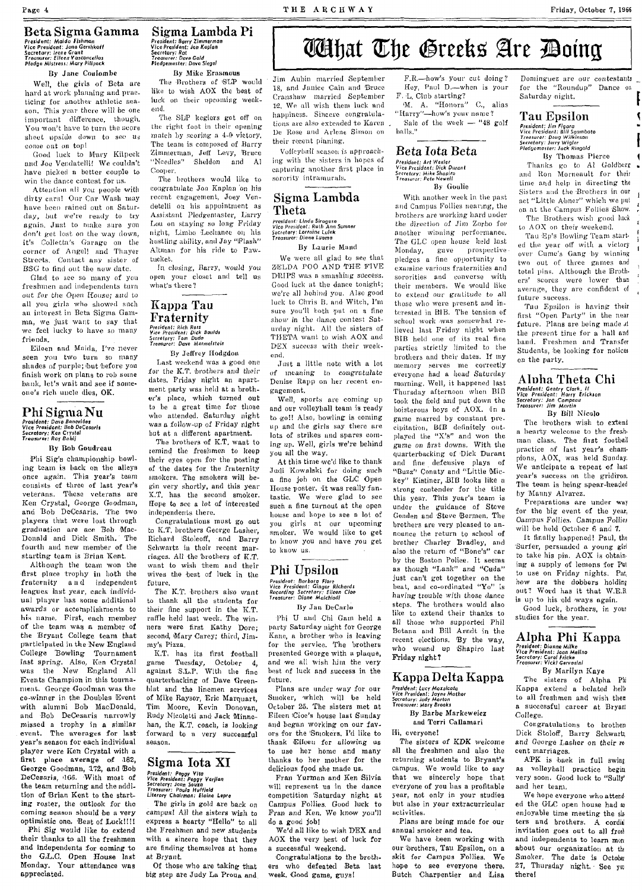# What The Greeks Are Doing

## Beta Sigma Gamma

*President: Maida Fishman*
*Vice President: Jona Gershkoff*
*Secretary: Irene Grant*
*Treasurer: Eileen Vasconcellos*
*Pledge Mistress: Mary Pilipeck*

By Jane Coulombe

Well, the girls of Beta are hard at work planning and practicing for another athletic season. This year there will be one important difference, though. You won't have to turn the score sheet upside down to see us come out on top!

Good luck to Mary Kilpeck and Joe Vendatelli! We couldn't have picked a better couple to win the dance contest for us.

Attention all you people with dirty cars! Our Car Wash may have been rained out on Saturday, but we're ready to try again. Just to make sure you don't get lost on the way down, it's Colletta's Garage on the corner of Angell and Thayer Streets. Contact any sister of BSG to find out the new date.

Glad to see so many of you freshmen and independents turn out for the Open House; and to all you girls who showed such an interest in Beta Sigma Gamma, we just want to say that we feel lucky to have so many friends.

Eileen and Maida, I've never seen you two turn so many shades of purple; but before you finish work on plans to rob some bank, let's wait and see if someone's rich uncle dies, OK.

## Phi Sigma Nu

*President: Dave Benevides*
*Vice President: Bob DeCesaris*
*Secretary: Ken Crystal*
*Treasurer: Ray Babij*

By Bob Goudreau

Phi Sig's championship bowling team is back on the alleys once again. This year's team consists of three of last year's veterans. These veterans are Ken Crystal, George Goodman, and Bob DeCesaris. The two players that were lost through graduation are ace Bob MacDonald, and Dick Smith. The fourth and new member of the starting team is Brian Kent.

Although the team won the first place trophy in both the fraternity and independent leagues last year, each individual player has some additional awards or accomplishments to his name. First, each member of the team was a member of the Bryant College team that participated in the New England College Bowling Tournament last spring. Also, Ken Crystal was the New England All Events Champion in this tournament. George Goodman was the co-winner in the Doubles Event with alumni Bob MacDonald, and Bob DeCesaris narrowly missed a trophy in a similar event. The averages for last year's season for each individual player were Ken Crystal with a first place average of 182, George Goodman, 172, and Bob DeCesaris, 166. With most of the team returning and the addition of Brian Kent to the starting roster, the outlook for the coming season should be a very optimistic one. Best of Luck!!!!

Phi Sig would like to extend their thanks to all the freshmen and independents for coming to the G.L.C. Open House last Monday. Your attendance was appreciated.

## Sigma Lambda Pi

*President: Barry Zimmerman*
*Vice President: Jon Kaplan*
*Secretary: Rat*
*Treasurer: Dave Gold*
*Pledgemaster: Dave Siegal*

By Mike Erasmous

The Brothers of SLP would like to wish AOX the best of luck on their upcoming weekend.

The SLP keglers got off on the right foot in their opening match by scoring a 4-0 victory. The team is composed of Barry Zimmerman, Jeff Levy, Bruce "Needles" Sheldon and Al Cooper.

The brothers would like to congratulate Jon Kaplan on his recent engagement, Joey Vendetelli on his appointment as Assistant Pledgemaster, Larry Lou on staying so long Friday night, Limbo Lechance on his hustling ability, and Jay "Flash" Altman for his ride to Pawtucket.

In closing, Barry, would you open your closet and tell us what's there?

## Kappa Tau Fraternity

*President: Rich Ross*
*Vice President: Dick Baulds*
*Secretary: Tom Duda*
*Treasurer: Dave Mermelstein*

By Jeffrey Hodgdon

Last weekend was a good one for the K.T. brothers and their dates. Friday night an apartment party was held at a brother's place, which turned out to be a great time for those who attended. Saturday night was a follow-up of Friday night but at a different apartment.

The brothers of K.T. want to remind the freshmen to keep their eyes open for the posting of the dates for the fraternity smokers. The smokers will begin very shortly, and this year K.T. has the second smoker. Hope to see a lot of interested independents there.

Congratulations must go out to K.T. brothers George Lasher, Richard Stoleoff, and Barry Schwartz in their recent marriages. All the brothers of K.T. want to wish them and their wives the best of luck in the future.

The K.T. brothers also want to thank all the students for their fine support in the K.T. raffle held last week. The winners were first Kathy Dore; second, Mary Carey; third, Jimmy's Pizza.

K.T. has its first football game Tuesday, October 4, against S.L.P. With the fine quarterbacking of Dave Greenblat and the linemen services of Mike Raysor, Eric Marquart, Tim Moore, Kevin Donovan, Rudy Nicoletti and Jack Minnehan, the K.T. coach, is looking forward to a very successful season.

## Sigma Iota XI

*President: Peggy Vita*
*Vice President: Peggy Varjian*
*Secretary: Joan Souza*
*Treasurer: Paula Huffield*
*Literary Chairman: Elaine Lepre*

The girls in gold are back on campus! All the sisters wish to express a hearty "Hello" to all the Freshmen and new students with a sincere hope that they are finding themselves at home at Bryant.

Of those who are taking that big step are Judy La Proua and Jim Aubin married September 18, and Janice Cain and Bruce Cranshaw married September 12. We all wish them luck and happiness. Sincere congratulations are also extended to Karen De Rose and Arlene Simon on their recent pinning.

Volleyball season is approaching with the sisters in hopes of capturing another first place in sorority intramurals.

## Sigma Lambda Theta

*President: Linda Siragusa*
*Vice President: Ruth Ann Sumner*
*Secretary: Lorraine Lulek*
*Treasurer: Diane Luomo*

By Laurie Mand

We were all glad to see that ZELDA POO AND THE FIVE DRIPS was a smashing success. Good luck at the dance tonight; we're all behind you. Also good luck to Chris B. and Witch, I'm sure you'll both put on a fine show in the dance contest Saturday night. All the sisters of THETA want to wish AOX and DEX success with their weekend.

Just a little note with a lot of meaning to congratulate Denise Rapp on her recent engagement.

Well, sports are coming up and our volleyball team is ready to go!! Also, bowling is coming up and the girls say there are lots of strikes and spares coming up. Well, girls we're behind you all the way.

At this time we'd like to thank Judi Kowalski for doing such a fine job on the GLC Open House poster. It was really fantastic. We were glad to see such a fine turnout at the open house and hope to see a lot of you girls at our upcoming smoker. We would like to get to know you and have you get to know us.

## Phi Upsilon

*President: Barbara Flore*
*Vice President: Ginger Richards*
*Recording Secretary: Eileen Cloe*
*Treasurer: Diane Malchiodi*

By Jan DeCarlo

Phi U and Chi Gam held a party Saturday night for George Kane, a brother who is leaving for the service. The brothers presented George with a plaque, and we all wish him the very best of luck and success in the future.

Plans are under way for our Smoker, which will be held October 25. The sisters met at Eileen Cloe's house last Sunday and began working on our favors for the Smokers. I'd like to thank Eileen for allowing us to use her home and many thanks to her mother for the delicious food she made us.

Fran Yurman and Ken Silvia will represent us in the dance competition Saturday night at Campus Follies. Good luck to Fran and Ken. We know you'll do a good job!

We'd all like to wish DEX and AOX the very best of luck for a successful weekend.

Congratulations to the brothers who defeated Beta last week. Good game, guys!

F.R.—how's your cut doing? Hey, Paul D.—when is your F. L. Club starting?

M. A. "Honora" C., alias "Harry"—how's your name?

Sale of the week — "48 golf balls."

## Beta Iota Beta

*President: Art Wexler*
*Vice President: Dick Durant*
*Secretary: Mike Shapiro*
*Treasurer: Pete Newell*

By Goulie

With another week in the past and Campus Follies nearing, the brothers are working hard under the direction of Jim Zorbo for another winning performance. The GLC open house held last Monday, gave prospective pledges a fine opportunity to examine various fraternities and sororities and converse with their members. We would like to extend our gratitude to all those who were present and interested in BIB. The tension of school work was somewhat relieved last Friday night when BIB held one of its real fine parties strictly limited to the brothers and their dates. If my memory serves me correctly everyone had a head Saturday morning. Well, it happened last Thursday afternoon when BIB took the field and put down the boisterous boys of AOX. In a game marred by constant precipitation, BIB definitely outplayed the "X's" and won the game on first downs. With the quarterbacking of Dick Durant and fine defensive plays of "Buzz" Conaty and "Little Mickey" Kistiner, BIB looks like a strong contender for the title this year. This year's team is under the guidance of Steve Genden and Steve Bermen. The brothers are very pleased to announce the return to school of brother Charley Bradley, and also the return of "Bone's" car by the Boston Police. It seems as though "Lank" and "Cuda" just can't get together on the beat, and co-ordinated "Yo" is having trouble with those dance steps. The brothers would also like to extend their thanks to all those who supported Phil Botana and Bill Arndt in the recent elections. By the way, who wound up Shapiro last Friday night?

## Kappa Delta Kappa

*President: Lucy Mozzicato*
*Vice President: Jayne Mathor*
*Secretary: Judy Morton*
*Treasurer: Mary Brooks*

By Barbe Markewicz and Terri Callamari

Hi, everyone!

The sisters of KDK welcome all the freshmen and also the returning students to Bryant's campus. We would like to say that we sincerely hope that everyone of you has a profitable year, not only in your studies but also in your extracurricular activities.

Plans are being made for our annual smoker and tea.

We have been working with our brothers, Tau Epsilon, on a skit for Campus Follies. We hope to see everyone there. Butch Charpentier and Lisa Dominguez are our contestants for the "Roundup" Dance on Saturday night.

## Tau Epsilon

*President: Jim Figaro*
*Vice President: Bill Sgambato*
*Treasurer: Doug Wilkinson*
*Secretary: Jerry Wigler*
*Pledgemaster: Jack Ringold*

By Thomas Pierce

Thanks go to Al Goldberg and Ron Morneault for their time and help in directing the Sisters and the Brothers in our act "Little Abner" which we put on at the Campus Follies Show.

The Brothers wish good luck to AOX on their weekend.

Tau Ep's Bowling Team started the year off with a victory over Cume's Gang by winning two out of three games and total pins. Although the Brothers' scores were lower than average, they are confident of future success.

Tau Epsilon is having their first "Open Party" in the near future. Plans are being made at the present time for a hall and band. Freshmen and Transfer Students, be looking for notices on the party.

## Alpha Theta Chi

*President: Gentry Clark, II*
*Vice President: Harry Erickson*
*Secretary: Jon Campeau*
*Treasurer: Jim Martin*

By Bill Nicolo

The brothers wish to extend a hearty welcome to the freshman class. The first football practice of last year's champions, AOX, was held Sunday. We anticipate a repeat of last year's success on the gridiron. The team is being spear-headed by Manny Alvarez.

Preparations are under way for the big event of the year, Campus Follies. Campus Follies will be held October 6 and 7.

It finally happened! Paul, the Surfer, persuaded a young girl to take his pin. AOX is obtaining a supply of lemons for Pat to use on Friday nights. Pat, how are the dobbers holding out? Word has it that W.E.B. is up to his old ways again.

Good luck, brothers, in your studies for the year.

## Alpha Phi Kappa

*President: Dianne Milke*
*Vice President: Joan Mellno*
*Secretary: Carol Fricke*
*Treasurer: Vicki Gervasial*

By Marilyn Kaye

The sisters of Alpha Phi Kappa extend a belated hello to all freshmen and wish them a successful career at Bryant College.

Congratulations to brothers Dick Stoloff, Barry Schwartz and George Lasher on their recent marriages.

APK is back in full swing as volleyball practice begins very soon. Good luck to "Sully" and her team.

We hope everyone who attended the GLC open house had an enjoyable time meeting the sisters and brothers. A cordial invitation goes out to all frosh and independents to learn more about our organization at the Smoker. The date is October 27, Thursday night. See you there!